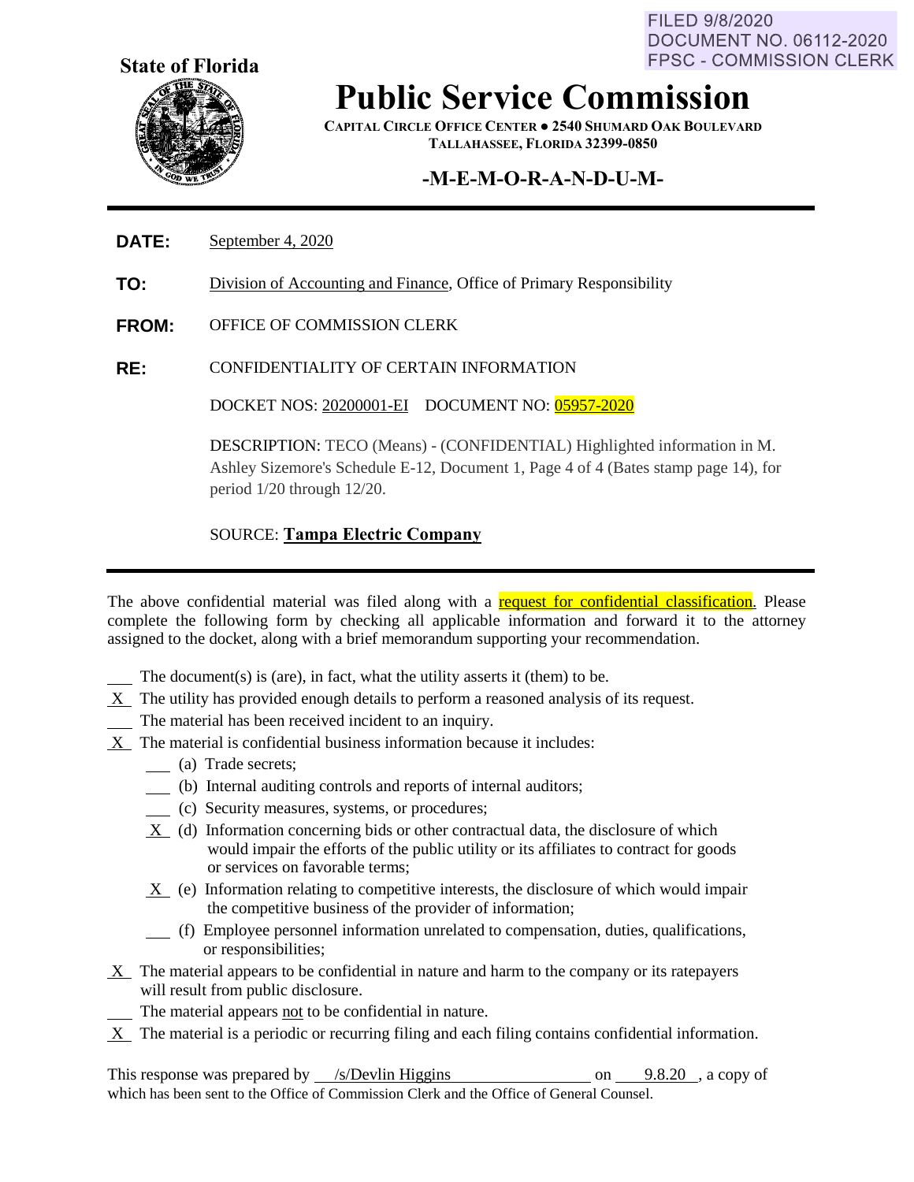FILED 9/8/2020
DOCUMENT NO. 06112-2020
FPSC - COMMISSION CLERK

**State of Florida**

# Public Service Commission

**CAPITAL CIRCLE OFFICE CENTER ● 2540 SHUMARD OAK BOULEVARD**
**TALLAHASSEE, FLORIDA 32399-0850**

## -M-E-M-O-R-A-N-D-U-M-

**DATE:** September 4, 2020

**TO:** Division of Accounting and Finance, Office of Primary Responsibility

**FROM:** OFFICE OF COMMISSION CLERK

**RE:** CONFIDENTIALITY OF CERTAIN INFORMATION

DOCKET NOS: 20200001-EI DOCUMENT NO: 05957-2020

DESCRIPTION: TECO (Means) - (CONFIDENTIAL) Highlighted information in M. Ashley Sizemore's Schedule E-12, Document 1, Page 4 of 4 (Bates stamp page 14), for period 1/20 through 12/20.

SOURCE: **Tampa Electric Company**

---

The above confidential material was filed along with a request for confidential classification. Please complete the following form by checking all applicable information and forward it to the attorney assigned to the docket, along with a brief memorandum supporting your recommendation.

- ___ The document(s) is (are), in fact, what the utility asserts it (them) to be.
- _X_ The utility has provided enough details to perform a reasoned analysis of its request.
- ___ The material has been received incident to an inquiry.
- _X_ The material is confidential business information because it includes:
  - ___ (a) Trade secrets;
  - ___ (b) Internal auditing controls and reports of internal auditors;
  - ___ (c) Security measures, systems, or procedures;
  - _X_ (d) Information concerning bids or other contractual data, the disclosure of which would impair the efforts of the public utility or its affiliates to contract for goods or services on favorable terms;
  - _X_ (e) Information relating to competitive interests, the disclosure of which would impair the competitive business of the provider of information;
  - ___ (f) Employee personnel information unrelated to compensation, duties, qualifications, or responsibilities;
- _X_ The material appears to be confidential in nature and harm to the company or its ratepayers will result from public disclosure.
- ___ The material appears not to be confidential in nature.
- _X_ The material is a periodic or recurring filing and each filing contains confidential information.

This response was prepared by /s/Devlin Higgins on 9.8.20, a copy of which has been sent to the Office of Commission Clerk and the Office of General Counsel.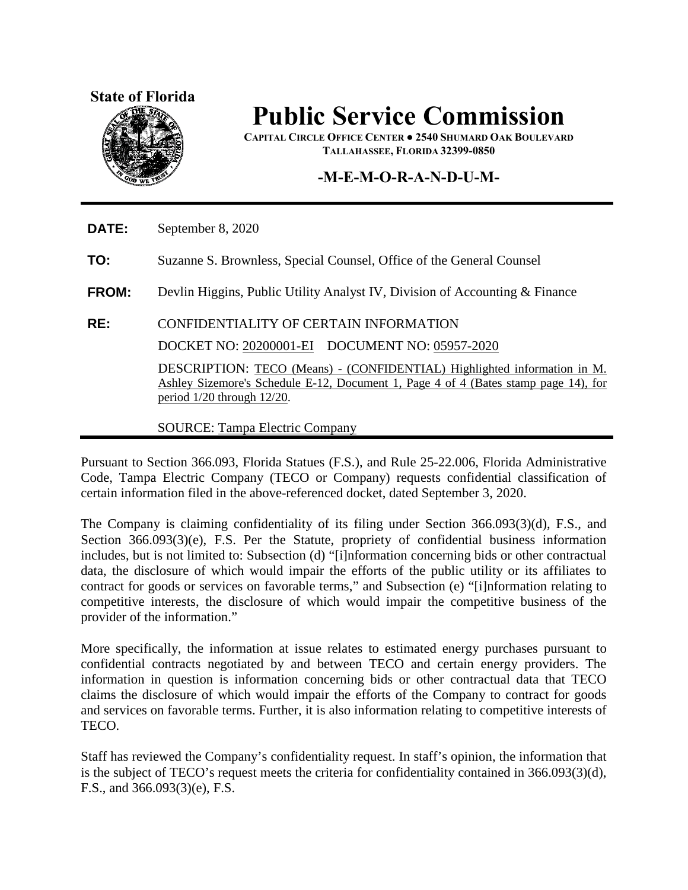State of Florida

# Public Service Commission

**CAPITAL CIRCLE OFFICE CENTER ● 2540 SHUMARD OAK BOULEVARD**
**TALLAHASSEE, FLORIDA 32399-0850**

## -M-E-M-O-R-A-N-D-U-M-

**DATE:** September 8, 2020

**TO:** Suzanne S. Brownless, Special Counsel, Office of the General Counsel

**FROM:** Devlin Higgins, Public Utility Analyst IV, Division of Accounting & Finance

**RE:** CONFIDENTIALITY OF CERTAIN INFORMATION

DOCKET NO: 20200001-EI DOCUMENT NO: 05957-2020

DESCRIPTION: TECO (Means) - (CONFIDENTIAL) Highlighted information in M. Ashley Sizemore's Schedule E-12, Document 1, Page 4 of 4 (Bates stamp page 14), for period 1/20 through 12/20.

SOURCE: Tampa Electric Company

Pursuant to Section 366.093, Florida Statues (F.S.), and Rule 25-22.006, Florida Administrative Code, Tampa Electric Company (TECO or Company) requests confidential classification of certain information filed in the above-referenced docket, dated September 3, 2020.

The Company is claiming confidentiality of its filing under Section 366.093(3)(d), F.S., and Section 366.093(3)(e), F.S. Per the Statute, propriety of confidential business information includes, but is not limited to: Subsection (d) "[i]nformation concerning bids or other contractual data, the disclosure of which would impair the efforts of the public utility or its affiliates to contract for goods or services on favorable terms," and Subsection (e) "[i]nformation relating to competitive interests, the disclosure of which would impair the competitive business of the provider of the information."

More specifically, the information at issue relates to estimated energy purchases pursuant to confidential contracts negotiated by and between TECO and certain energy providers. The information in question is information concerning bids or other contractual data that TECO claims the disclosure of which would impair the efforts of the Company to contract for goods and services on favorable terms. Further, it is also information relating to competitive interests of TECO.

Staff has reviewed the Company's confidentiality request. In staff's opinion, the information that is the subject of TECO's request meets the criteria for confidentiality contained in 366.093(3)(d), F.S., and 366.093(3)(e), F.S.